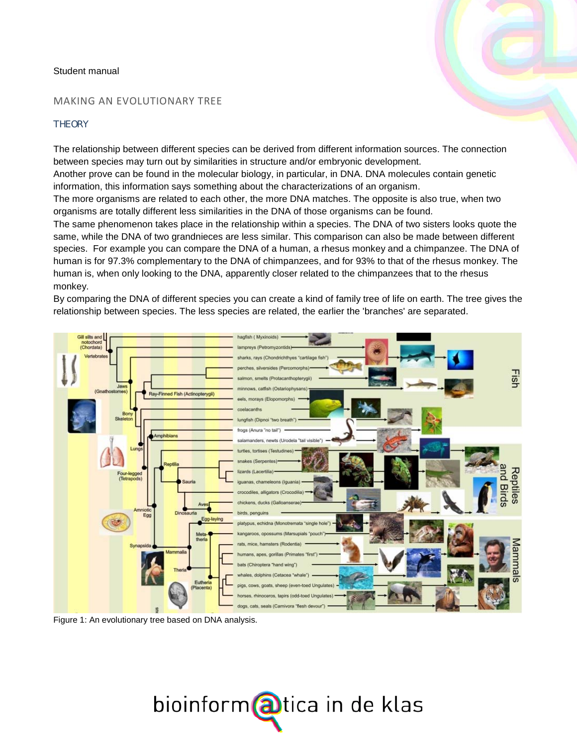Student manual

## MAKING AN EVOLUTIONARY TREE

### THEORY

The relationship between different species can be derived from different information sources. The connection between species may turn out by similarities in structure and/or embryonic development.
Another prove can be found in the molecular biology, in particular, in DNA. DNA molecules contain genetic information, this information says something about the characterizations of an organism.
The more organisms are related to each other, the more DNA matches. The opposite is also true, when two organisms are totally different less similarities in the DNA of those organisms can be found.
The same phenomenon takes place in the relationship within a species. The DNA of two sisters looks quote the same, while the DNA of two grandnieces are less similar. This comparison can also be made between different species. For example you can compare the DNA of a human, a rhesus monkey and a chimpanzee. The DNA of human is for 97.3% complementary to the DNA of chimpanzees, and for 93% to that of the rhesus monkey. The human is, when only looking to the DNA, apparently closer related to the chimpanzees that to the rhesus monkey.
By comparing the DNA of different species you can create a kind of family tree of life on earth. The tree gives the relationship between species. The less species are related, the earlier the 'branches' are separated.

Figure 1: An evolutionary tree based on DNA analysis.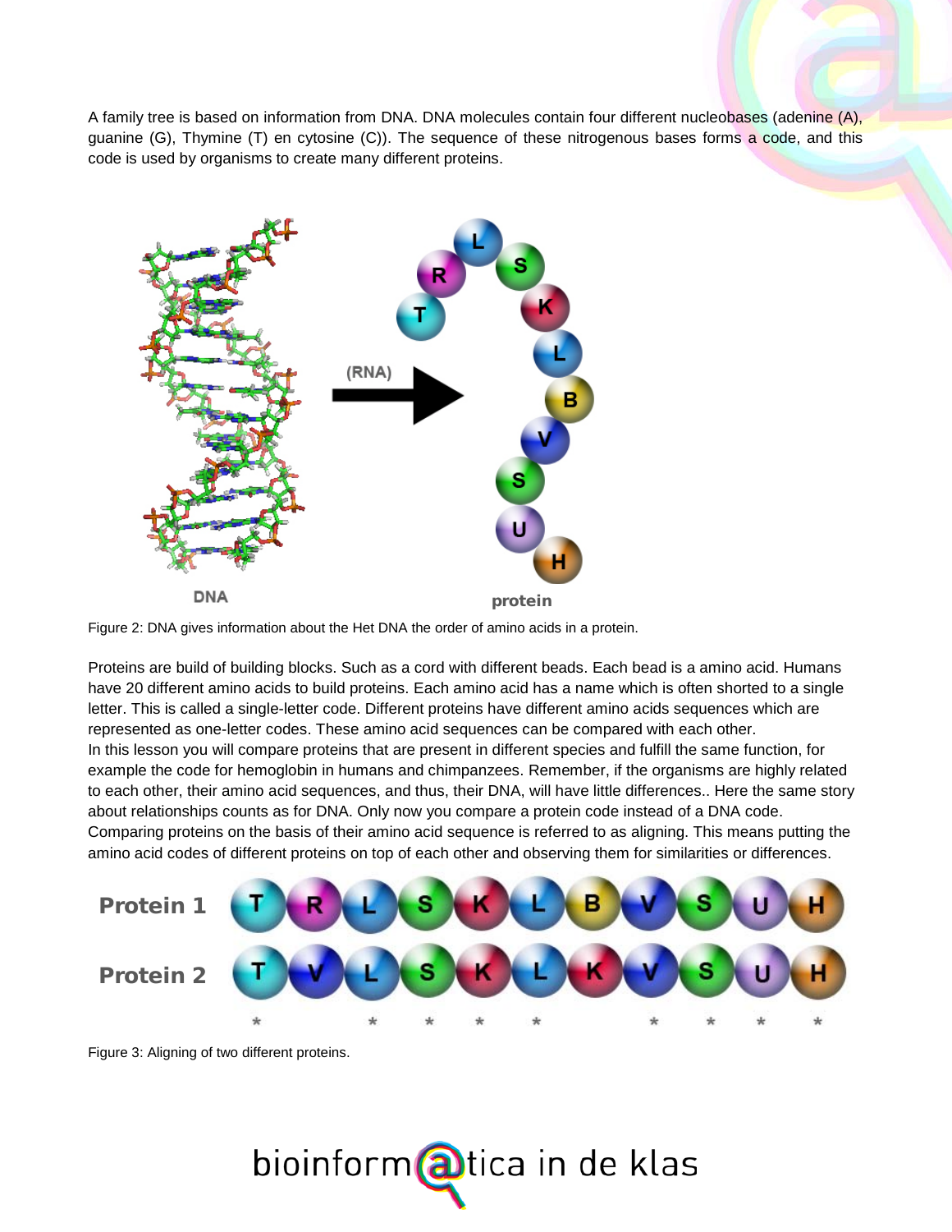A family tree is based on information from DNA. DNA molecules contain four different nucleobases (adenine (A), guanine (G), Thymine (T) en cytosine (C)). The sequence of these nitrogenous bases forms a code, and this code is used by organisms to create many different proteins.

Figure 2: DNA gives information about the Het DNA the order of amino acids in a protein.

Proteins are build of building blocks. Such as a cord with different beads. Each bead is a amino acid. Humans have 20 different amino acids to build proteins. Each amino acid has a name which is often shorted to a single letter. This is called a single-letter code. Different proteins have different amino acids sequences which are represented as one-letter codes. These amino acid sequences can be compared with each other.
In this lesson you will compare proteins that are present in different species and fulfill the same function, for example the code for hemoglobin in humans and chimpanzees. Remember, if the organisms are highly related to each other, their amino acid sequences, and thus, their DNA, will have little differences.. Here the same story about relationships counts as for DNA. Only now you compare a protein code instead of a DNA code.
Comparing proteins on the basis of their amino acid sequence is referred to as aligning. This means putting the amino acid codes of different proteins on top of each other and observing them for similarities or differences.

Figure 3: Aligning of two different proteins.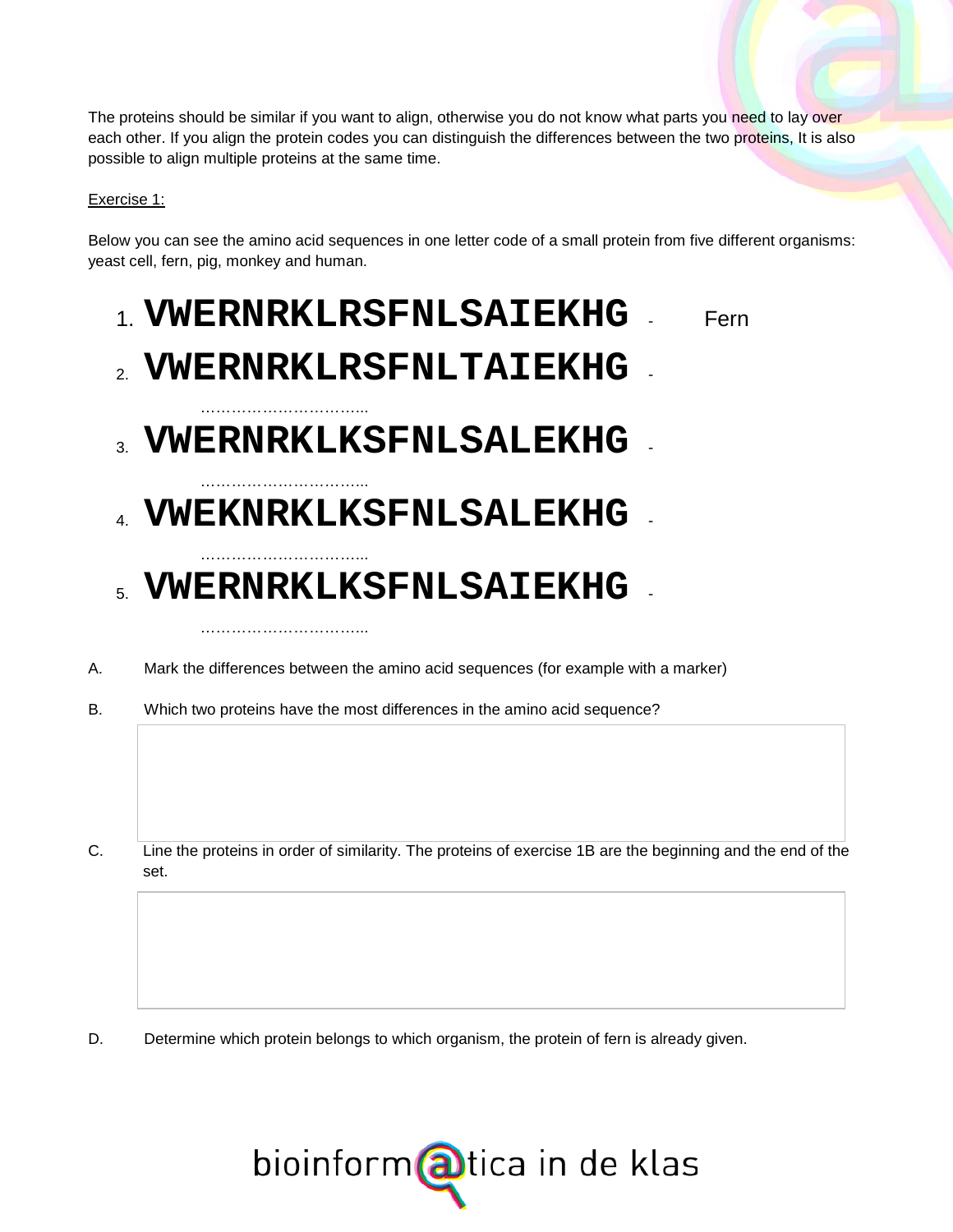The proteins should be similar if you want to align, otherwise you do not know what parts you need to lay over each other. If you align the protein codes you can distinguish the differences between the two proteins, It is also possible to align multiple proteins at the same time.

Exercise 1:

Below you can see the amino acid sequences in one letter code of a small protein from five different organisms: yeast cell, fern, pig, monkey and human.

1. **VWERNRKLRSFNLSAIEKHG** - Fern
2. **VWERNRKLRSFNLTAIEKHG** - ……………………………...
3. **VWERNRKLKSFNLSALEKHG** - ……………………………...
4. **VWEKNRKLKSFNLSALEKHG** - ……………………………...
5. **VWERNRKLKSFNLSAIEKHG** - ……………………………...

A. Mark the differences between the amino acid sequences (for example with a marker)

B. Which two proteins have the most differences in the amino acid sequence?

C. Line the proteins in order of similarity. The proteins of exercise 1B are the beginning and the end of the set.

D. Determine which protein belongs to which organism, the protein of fern is already given.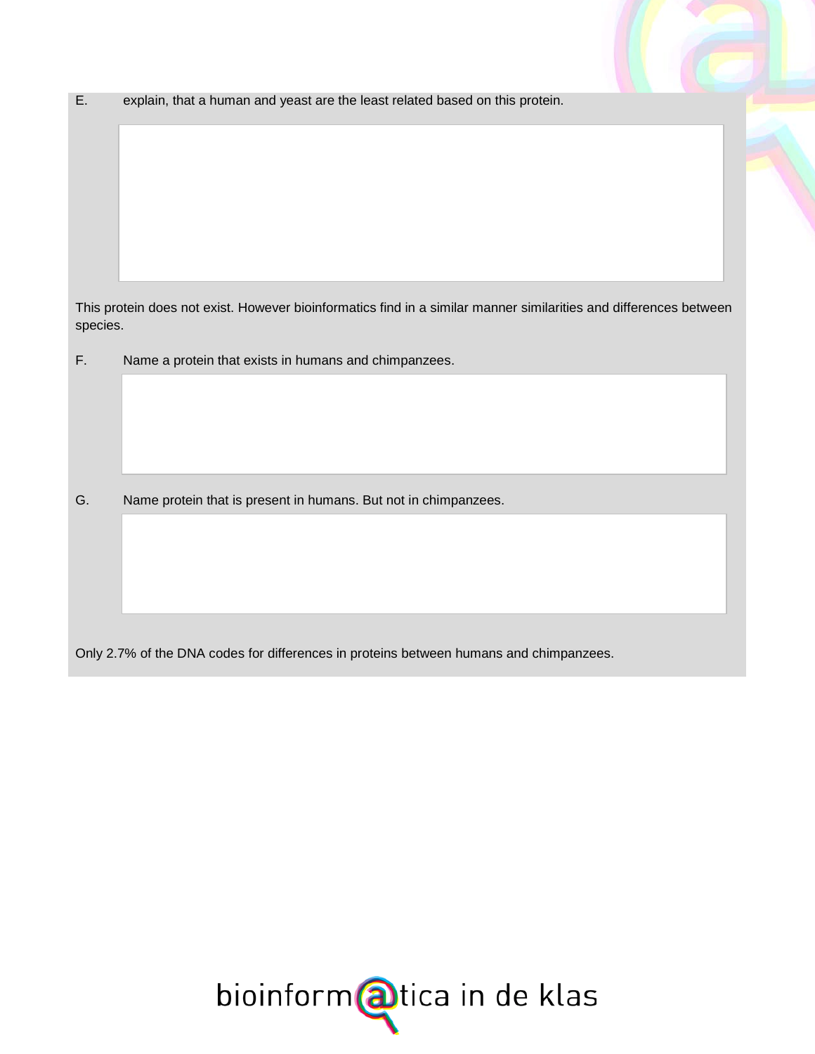E. explain, that a human and yeast are the least related based on this protein.

This protein does not exist. However bioinformatics find in a similar manner similarities and differences between species.

F. Name a protein that exists in humans and chimpanzees.

G. Name protein that is present in humans. But not in chimpanzees.

Only 2.7% of the DNA codes for differences in proteins between humans and chimpanzees.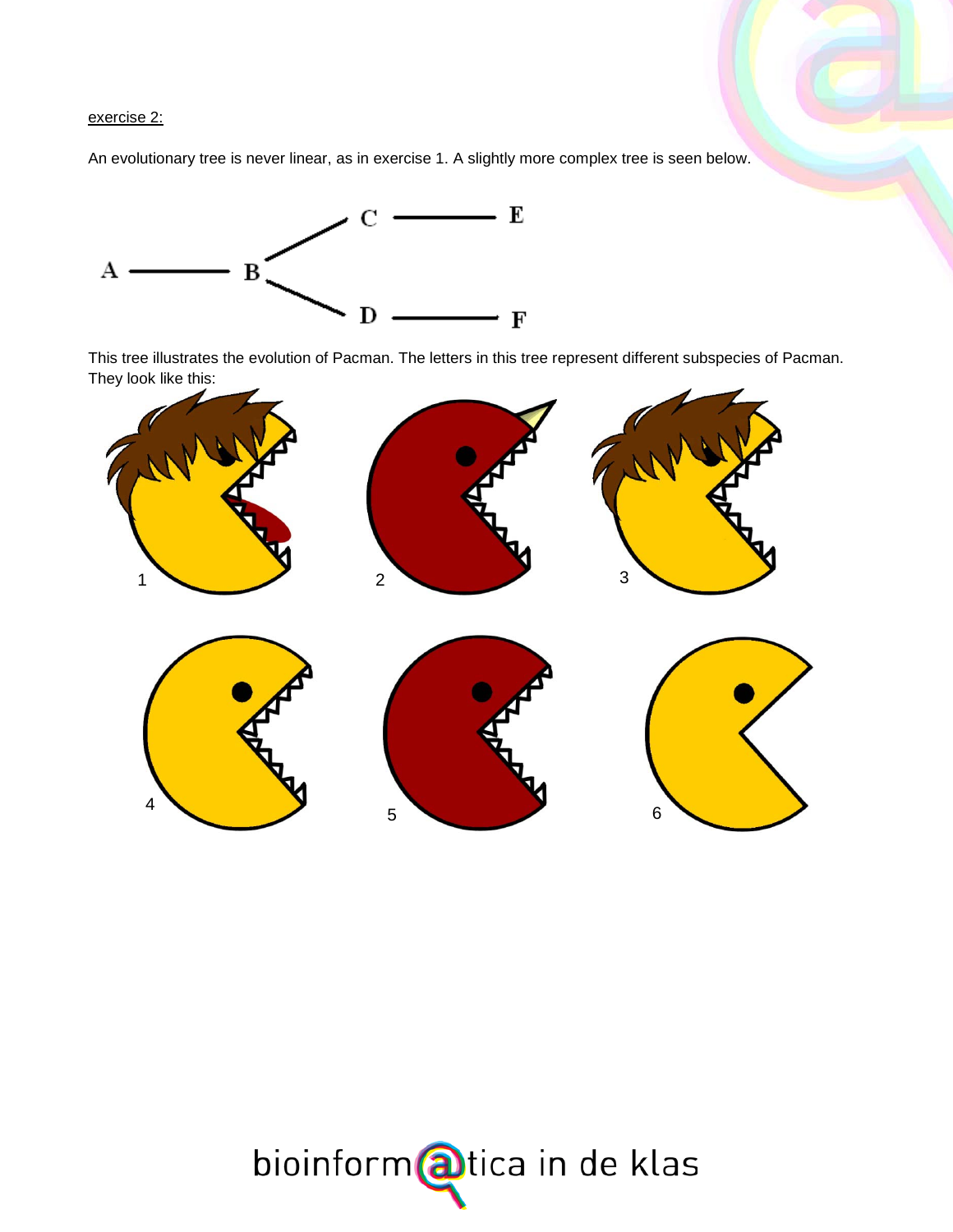exercise 2:

An evolutionary tree is never linear, as in exercise 1. A slightly more complex tree is seen below.

This tree illustrates the evolution of Pacman. The letters in this tree represent different subspecies of Pacman. They look like this: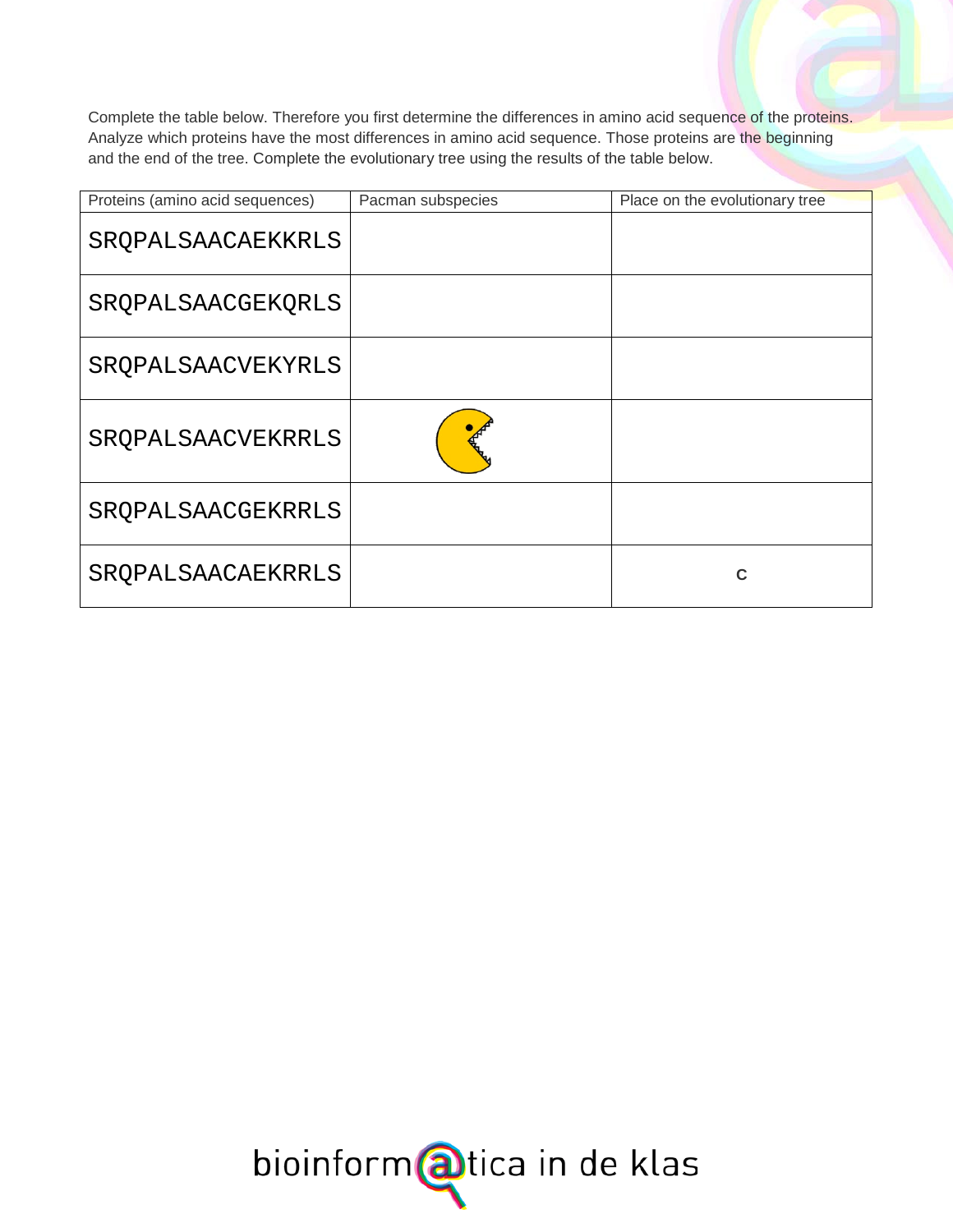Complete the table below. Therefore you first determine the differences in amino acid sequence of the proteins. Analyze which proteins have the most differences in amino acid sequence. Those proteins are the beginning and the end of the tree. Complete the evolutionary tree using the results of the table below.

| Proteins (amino acid sequences) | Pacman subspecies | Place on the evolutionary tree |
| --- | --- | --- |
| SRQPALSAACAEKKRLS | | |
| SRQPALSAACGEKQRLS | | |
| SRQPALSAACVEKYRLS | | |
| SRQPALSAACVEKRRLS | | |
| SRQPALSAACGEKRRLS | | |
| SRQPALSAACAEKRRLS | | C |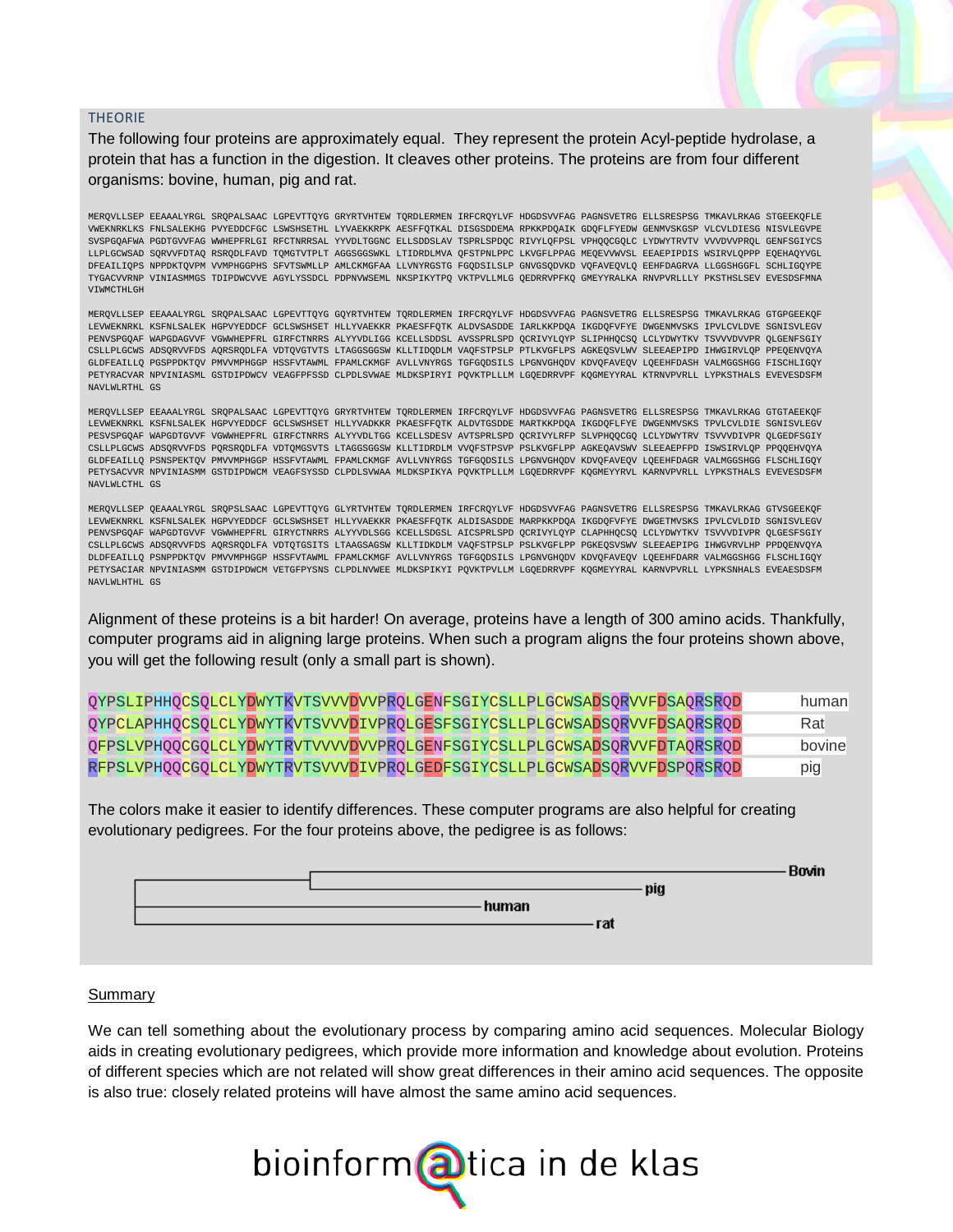THEORIE

The following four proteins are approximately equal. They represent the protein Acyl-peptide hydrolase, a protein that has a function in the digestion. It cleaves other proteins. The proteins are from four different organisms: bovine, human, pig and rat.

```
MERQVLLSEP EEAAALYRGL SRQPALSAAC LGPEVTTQYG GRYRTVHTEW TQRDLERMEN IRFCRQYLVF HDGDSVVFAG PAGNSVETRG ELLSRESPSG TMKAVLRKAG STGEEKQFLE
VWEKNRKLKS FNLSALEKHG PVYEDDCFGC LSWSHSETHL LYVAEKKRPK AESFFQTKAL DISGSDDEMA RPKKPDQAIK GDQFLFYEDW GENMVSKGSP VLCVLDIESG NISVLEGVPE
SVSPGQAFWA PGDTGVVFAG WWHEPFRLGI RFCTNRRSAL YYVDLTGGNC ELLSDDSLAV TSPRLSPDQC RIVYLQFPSL VPHQQCGQLC LYDWYTRVTV VVVDVVPRQL GENFSGIYCS
LLPLGCWSAD SQRVVFDTAQ RSRQDLFAVD TQMGTVTPLT AGGSGGSWKL LTIDRDLMVA QFSTPNLPPC LKVGFLPPAG MEQEVVWVSL EEAEPIPDIS WSIRVLQPPP EQEHAQYVGL
DFEAILIQPS NPPDKTQVPM VVMPHGGPHS SFVTSWMLLP AMLCKMGFAA LLVNYRGSTG FGQDSILSLP GNVGSQDVKD VQFAVEQVLQ EEHFDAGRVA LLGGSHGGFL SCHLIGQYPE
TYGACVVRNP VINIASMMGS TDIPDWCVVE AGYLYSSDCL PDPNVWSEML NKSPIKYTPQ VKTPVLLMLG QEDRRVPFKQ GMEYYRALKA RNVPVRLLLY PKSTHSLSEV EVESDSFMNA
VIWMCTHLGH

MERQVLLSEP EEAAALYRGL SRQPALSAAC LGPEVTTQYG GQYRTVHTEW TQRDLERMEN IRFCRQYLVF HDGDSVVFAG PAGNSVETRG ELLSRESPSG TMKAVLRKAG GTPGEEKQF
LEVWEKNRKL KSFNLSALEK HGPVYEDDCF GCLSWSHSET HLLYVAEKKR PKAESFFQTK ALDVSASDDE IARLKKPDQA IKGDQFVFYE DWGENMVSKS IPVLCVLDVE SGNISVLEGV
PENVSPGQAF WAPGDAGVVF VGWWHEPFRL GIRFCTNRRS ALYYVDLIGG KCELLSDDSL AVSSPRLSPD QCRIVYLQYP SLIPHHQCSQ LCLYDWYTKV TSVVVDVVPR QLGENFSGIY
CSLLPLGCWS ADSQRVVFDS AQRSRQDLFA VDTQVGTVTS LTAGGSGGSW KLLTIDQDLM VAQFSTPSLP PTLKVGFLPS AGKEQSVLWV SLEEAEPIPD IHWGIRVLQP PPEQENVQYA
GLDFEAILLQ PGSPPDKTQV PMVVMPHGGP HSSFVTAWML FPAMLCKMGF AVLLVNYRGS TGFGQDSILS LPGNVGHQDV KDVQFAVEQV LQEEHFDASH VALMGGSHGG FISCHLIGQY
PETYRACVAR NPVINIASML GSTDIPDWCV VEAGFPFSSD CLPDLSVWAE MLDKSPIRYI PQVKTPLLLM LGQEDRRVPF KQGMEYYRAL KTRNVPVRLL LYPKSTHALS EVEVESDSFM
NAVLWLRTHL GS

MERQVLLSEP EEAAALYRGL SRQPALSAAC LGPEVTTQYG GRYRTVHTEW TQRDLERMEN IRFCRQYLVF HDGDSVVFAG PAGNSVETRG ELLSRESPSG TMKAVLRKAG GTGTAEEKQF
LEVWEKNRKL KSFNLSALEK HGPVYEDDCF GCLSWSHSET HLLYVADKKR PKAESFFQTK ALDVTGSDDE MARTKKPDQA IKGDQFLFYE DWGENMVSKS TPVLCVLDIE SGNISVLEGV
PESVSPGQAF WAPGDTGVVF VGWWHEPFRL GIRFCTNRRS ALYYVDLTGG KCELLSDESV AVTSPRLSPD QCRIVYLRFP SLVPHQQCGQ LCLYDWYTRV TSVVVDIVPR QLGEDFSGIY
CSLLPLGCWS ADSQRVVFDS PQRSRQDLFA VDTQMGSVTS LTAGGSGGSW KLLTIDRDLM VVQFSTPSVP PSLKVGFLPP AGKEQAVSWV SLEEAEPFPD ISWSIRVLQP PPQQEHVQYA
GLDFEAILLQ PSNSPEKTQV PMVVMPHGGP HSSFVTAWML FPAMLCKMGF AVLLVNYRGS TGFGQDSILS LPGNVGHQDV KDVQFAVEQV LQEEHFDAGR VALMGGSHGG FLSCHLIGQY
PETYSACVVR NPVINIASMM GSTDIPDWCM VEAGFSYSSD CLPDLSVWAA MLDKSPIKYA PQVKTPLLLM LGQEDRRVPF KQGMEYYRVL KARNVPVRLL LYPKSTHALS EVEVESDSFM
NAVLWLCTHL GS

MERQVLLSEP QEAAALYRGL SRQPSLSAAC LGPEVTTQYG GLYRTVHTEW TQRDLERMEN IRFCRQYLVF HDGDSVVFAG PAGNSVETRG ELLSRESPSG TMKAVLRKAG GTVSGEEKQF
LEVWEKNRKL KSFNLSALEK HGPVYEDDCF GCLSWSHSET HLLYVAEKKR PKAESFFQTK ALDISASDDE MARPKKPDQA IKGDQFVFYE DWGETMVSKS IPVLCVLDID SGNISVLEGV
PENVSPGQAF WAPGDTGVVF VGWWHEPFRL GIRYCTNRRS ALYYVDLSGG KCELLSDGSL AICSPRLSPD QCRIVYLQYP CLAPHHQCSQ LCLYDWYTKV TSVVVDIVPR QLGESFSGIY
CSLLPLGCWS ADSQRVVFDS AQRSRQDLFA VDTQTGTSITS LTAAGSAGSW KLLTIDKDLM VAQFSTPSLP PSLKVGFLPP PGKEQSVSWV SLEEAEPIPG IHWGVRVLHP PPDQENVQYA
DLDFEAILLQ PSNPPDKTQV PMVVMPHGGP HSSFVTAWML FPAMLCKMGF AVLLVNYRGS TGFGQDSILS LPGNVGHQDV KDVQFAVEQV LQEEHFDARR VALMGGSHGG FLSCHLIGQY
PETYSACIAR NPVINIASMM GSTDIPDWCM VETGFPYSNS CLPDLNVWEE MLDKSPIKYI PQVKTPVLLM LGQEDRRVPF KQGMEYYRAL KARNVPVRLL LYPKSNHALS EVEAESDSFM
NAVLWLHTHL GS
```

Alignment of these proteins is a bit harder! On average, proteins have a length of 300 amino acids. Thankfully, computer programs aid in aligning large proteins. When such a program aligns the four proteins shown above, you will get the following result (only a small part is shown).

```
QYPSLIPHHQCSQLCLYDWYTKVTSVVVDVVPRQLGENFSGIYCSLLPLGCWSADSQRVVFDSAQRSRQD   human
QYPCLAPHHQCSQLCLYDWYTKVTSVVVDIVPRQLGESFSGIYCSLLPLGCWSADSQRVVFDSAQRSRQD   Rat
QFPSLVPHQQCGQLCLYDWYTRVTVVVVDVVPRQLGENFSGIYCSLLPLGCWSADSQRVVFDTAQRSRQD   bovine
RFPSLVPHQQCGQLCLYDWYTRVTSVVVDIVPRQLGEDFSGIYCSLLPLGCWSADSQRVVFDSPQRSRQD   pig
```

The colors make it easier to identify differences. These computer programs are also helpful for creating evolutionary pedigrees. For the four proteins above, the pedigree is as follows:

```
    ┌───────────────────────┬──────────────────────────────────────────────── Bovin
    │                       └──────────────────────────────────── pig
    │───────────────────────────────── human
    └──────────────────────────────────────── rat
```

## Summary

We can tell something about the evolutionary process by comparing amino acid sequences. Molecular Biology aids in creating evolutionary pedigrees, which provide more information and knowledge about evolution. Proteins of different species which are not related will show great differences in their amino acid sequences. The opposite is also true: closely related proteins will have almost the same amino acid sequences.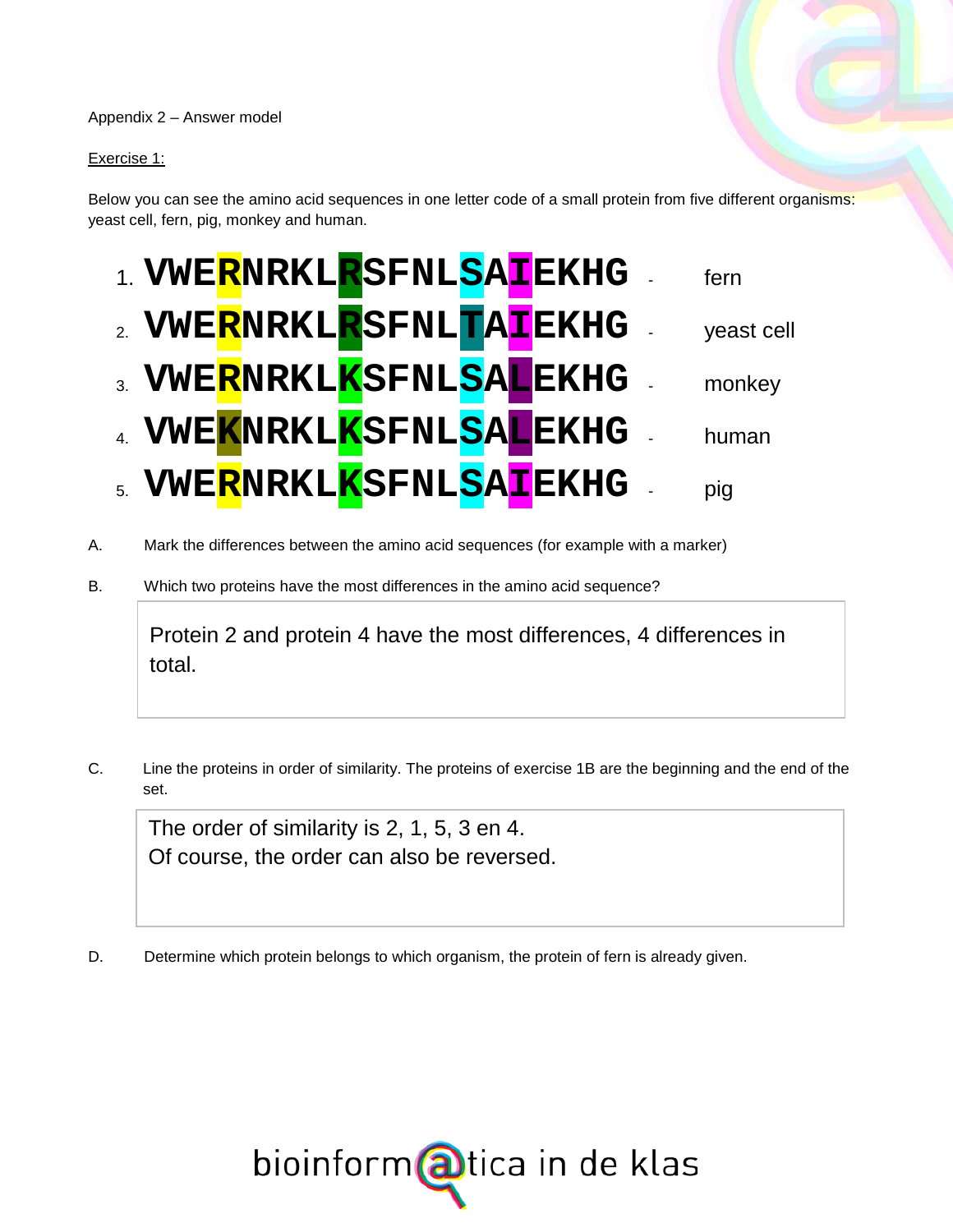Appendix 2 – Answer model

Exercise 1:

Below you can see the amino acid sequences in one letter code of a small protein from five different organisms: yeast cell, fern, pig, monkey and human.

1. **VWERNRKLRSFNLSAIEKHG** - fern
2. **VWERNRKLRSFNLTAIEKHG** - yeast cell
3. **VWERNRKLKSFNLSALEKHG** - monkey
4. **VWEKNRKLKSFNLSALEKHG** - human
5. **VWERNRKLKSFNLSAIEKHG** - pig

A. Mark the differences between the amino acid sequences (for example with a marker)

B. Which two proteins have the most differences in the amino acid sequence?

> Protein 2 and protein 4 have the most differences, 4 differences in total.

C. Line the proteins in order of similarity. The proteins of exercise 1B are the beginning and the end of the set.

> The order of similarity is 2, 1, 5, 3 en 4.
> Of course, the order can also be reversed.

D. Determine which protein belongs to which organism, the protein of fern is already given.

bioinform@tica in de klas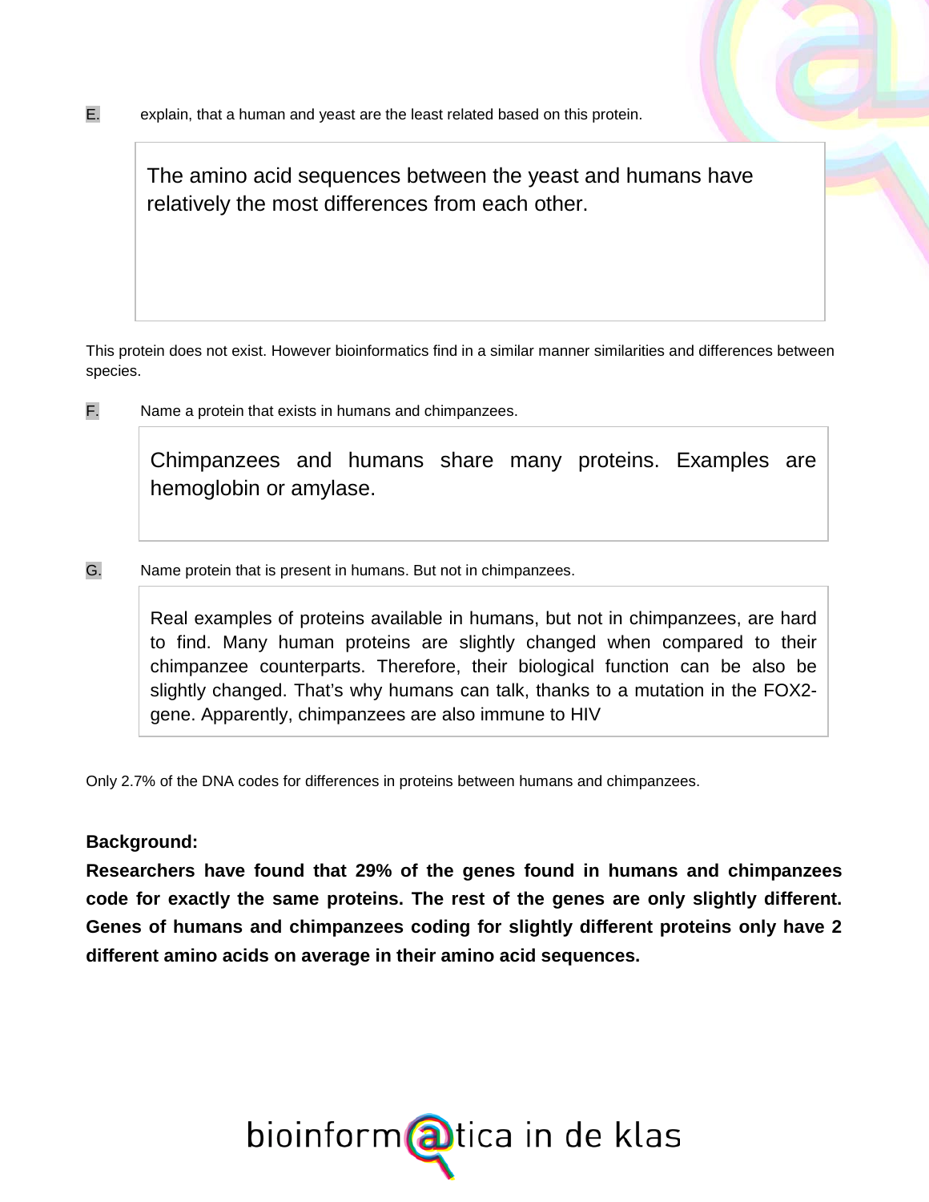E. explain, that a human and yeast are the least related based on this protein.

> The amino acid sequences between the yeast and humans have relatively the most differences from each other.

This protein does not exist. However bioinformatics find in a similar manner similarities and differences between species.

F. Name a protein that exists in humans and chimpanzees.

> Chimpanzees and humans share many proteins. Examples are hemoglobin or amylase.

G. Name protein that is present in humans. But not in chimpanzees.

> Real examples of proteins available in humans, but not in chimpanzees, are hard to find. Many human proteins are slightly changed when compared to their chimpanzee counterparts. Therefore, their biological function can be also be slightly changed. That's why humans can talk, thanks to a mutation in the FOX2-gene. Apparently, chimpanzees are also immune to HIV

Only 2.7% of the DNA codes for differences in proteins between humans and chimpanzees.

**Background:**

**Researchers have found that 29% of the genes found in humans and chimpanzees code for exactly the same proteins. The rest of the genes are only slightly different. Genes of humans and chimpanzees coding for slightly different proteins only have 2 different amino acids on average in their amino acid sequences.**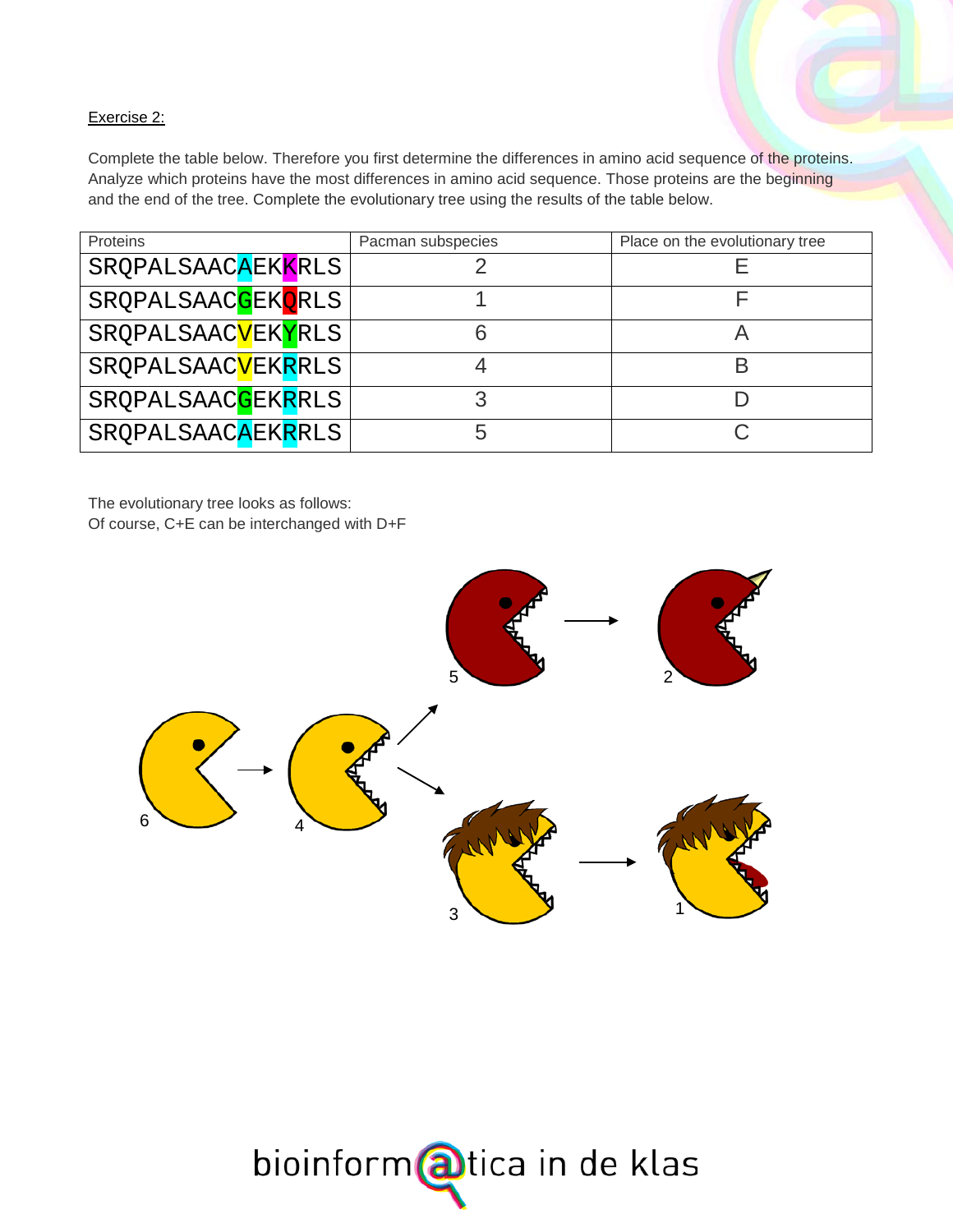Exercise 2:

Complete the table below. Therefore you first determine the differences in amino acid sequence of the proteins. Analyze which proteins have the most differences in amino acid sequence. Those proteins are the beginning and the end of the tree. Complete the evolutionary tree using the results of the table below.

| Proteins | Pacman subspecies | Place on the evolutionary tree |
| --- | --- | --- |
| SRQPALSAACAEKKRLS | 2 | E |
| SRQPALSAACGEKQRLS | 1 | F |
| SRQPALSAACVEKYRLS | 6 | A |
| SRQPALSAACVEKRRLS | 4 | B |
| SRQPALSAACGEKRRLS | 3 | D |
| SRQPALSAACAEKRRLS | 5 | C |

The evolutionary tree looks as follows:
Of course, C+E can be interchanged with D+F

6 → 4 → 5 → 2

4 → 3 → 1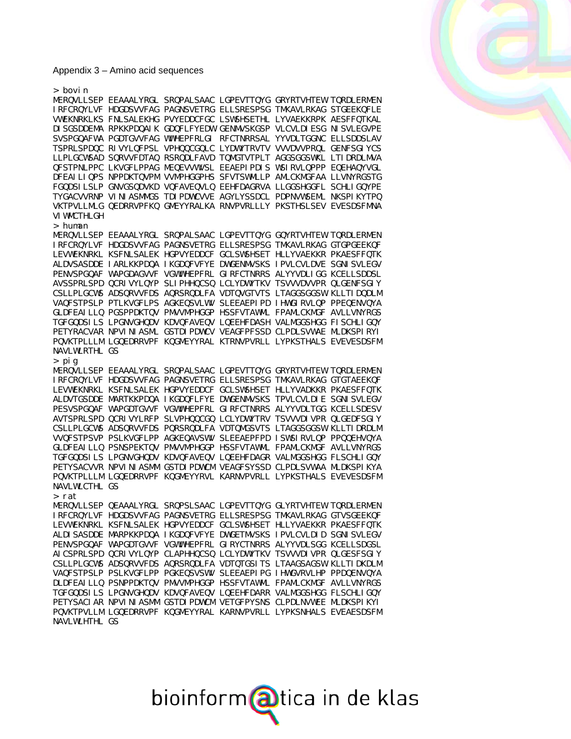Appendix 3 – Amino acid sequences

```
> bovin
MERQVLLSEP EEAAALYRGL SRQPALSAAC LGPEVTTQYG GRYRTVHTEW TQRDLERMEN
IRFCRQYLVF HDGDSVVFAG PAGNSVETRG ELLSRESPSG TMKAVLRKAG STGEEKQFLE
VWEKNRKLKS FNLSALEKHG PVYEDDCFGC LSWSHSETHL LYVAEKKRPK AESFFQTKAL
DISGSDDEMA RPKKPDQAIK GDQFLFYEDW GENMVSKGSP VLCVLDIESG NISVLEGVPE
SVSPGQAFWA PGDTGVVFAG WWHEPFRLGI RFCTNRRSAL YYVDLTGGNC ELLSDDSLAV
TSPRLSPDQC RIVYLQFPSL VPHQQCGQLC LYDWYTRVTV VVVDVVPRQL GENFSGIYCS
LLPLGCWSAD SQRVVFDTAQ RSRQDLFAVD TQMGTVTPLT AGGSGGSWKL LTIDRDLMVA
QFSTPNLPPC LKVGFLPPAG MEQEVVWVSL EEAEPIPDIS WSIRVLQPPP EQEHAQYVGL
DFEAILIQPS NPPDKTQVPM VVMPHGGPHS SFVTSWMLLP AMLCKMGFAA LLVNYRGSTG
FGQDSILSLP GNVGSQDVKD VQFAVEQVLQ EEHFDAGRVA LLGGSHGGFL SCHLIGQYPE
TYGACVVRNP VINIASMMGS TDIPDWCVVE AGYLYSSDCL PDPNVWSEML NKSPIKYTPQ
VKTPVLLMLG QEDRRVPFKQ GMEYYRALKA RNVPVRLLLY PKSTHSLSEV EVESDSFMNA
VIWMCTHLGH
> human
MERQVLLSEP EEAAALYRGL SRQPALSAAC LGPEVTTQYG GQYRTVHTEW TQRDLERMEN
IRFCRQYLVF HDGDSVVFAG PAGNSVETRG ELLSRESPSG TMKAVLRKAG GTGPGEEKQF
LEVWEKNRKL KSFNLSALEK HGPVYEDDCF GCLSWSHSET HLLYVAEKKR PKAESFFQTK
ALDVSASDDE IARLKKPDQA IKGDQFVFYE DWGENMVSKS IPVLCVLDVE SGNISVLEGV
PENVSPGQAF WAPGDAGVVF VGWWHEPFRL GIRFCTNRRS ALYYVDLIGG KCELLSDDSL
AVSSPRLSPD QCRIVYLQYP SLIPHHQCSQ LCLYDWYTKV TSVVVDVVPR QLGENFSGIY
CSLLPLGCWS ADSQRVVFDS AQRSRQDLFA VDTQVGTVTS LTAGGSGGSW KLLTIDQDLM
VAQFSTPSLP PTLKVGFLPS AGKEQSVLWV SLEEAEPIPD IHWGIRVLQP PPEQENVQYA
GLDFEAILLQ PGSPPDKTQV PMVVMPHGGP HSSFVTAWML FPAMLCKMGF AVLLVNYRGS
TGFGQDSILS LPGNVGHQDV KDVQFAVEQV LQEEHFDASH VALMGGSHGG FISCHLIGQY
PETYRACVAR NPVINIASML GSTDIPDWCV VEAGFPFSSD CLPDLSVWAE MLDKSPIRYI
PQVKTPLLLM LGQEDRRVPF KQGMEYYRAL KTRNVPVRLL LYPKSTHALS EVEVESDSFM
NAVLWLRTHL GS
> pig
MERQVLLSEP EEAAALYRGL SRQPALSAAC LGPEVTTQYG GRYRTVHTEW TQRDLERMEN
IRFCRQYLVF HDGDSVVFAG PAGNSVETRG ELLSRESPSG TMKAVLRKAG GTGTAEEKQF
LEVWEKNRKL KSFNLSALEK HGPVYEDDCF GCLSWSHSET HLLYVADKKR PKAESFFQTK
ALDVTGSDDE MARTKKPDQA IKGDQFLFYE DWGENMVSKS TPVLCVLDIE SGNISVLEGV
PESVSPGQAF WAPGDTGVVF VGWWHEPFRL GIRFCTNRRS ALYYVDLTGG KCELLSDESV
AVTSPRLSPD QCRIVYLQYP SLVPHQQCGQ LCLYDWYTRV TSVVVDIVPR QLGEDFSGIY
CSLLPLGCWS ADSQRVVFDS PQRSRQDLFA VDTQMGSVTS LTAGGSGGSW KLLTIDRDLM
VVQFSTPSVP PSLKVGFLPP AGKEQAVSWV SLEEAEPFPD ISWSIRVLQP PPQQEHVQYA
GLDFEAILLQ PSNSPEKTQV PMVVMPHGGP HSSFVTAWML FPAMLCKMGF AVLLVNYRGS
TGFGQDSILS LPGNVGHQDV KDVQFAVEQV LQEEHFDAGR VALMGGSHGG FLSCHLIGQY
PETYSACVVR NPVINIASMM GSTDIPDWCM VEAGFSYSSD CLPDLSVWAA MLDKSPIKYA
PQVKTPLLLM LGQEDRRVPF KQGMEYYRVL KARNVPVRLL LYPKSTHALS EVEVESDSFM
NAVLWLCTHL GS
> rat
MERQVLLSEP QEAAALYRGL SRQPSLSAAC LGPEVTTQYG GLYRTVHTEW TQRDLERMEN
IRFCRQYLVF HDGDSVVFAG PAGNSVETRG ELLSRESPSG TMKAVLRKAG GTVSGEEKQF
LEVWEKNRKL KSFNLSALEK HGPVYEDDCF GCLSWSHSET HLLYVAEKKR PKAESFFQTK
ALDISASDDE MARPKKPDQA IKGDQFVFYE DWGETMVSKS IPVLCVLDID SGNISVLEGV
PENVSPGQAF WAPGDTGVVF VGWWHEPFRL GIRYCTNRRS ALYYVDLSGG KCELLSDGSL
AICSPRLSPD QCRIVYLRFP SLVPHQQCSQ LCLYDWYTKV TSVVVDIVPR QLGESFSGIY
CSLLPLGCWS ADSQRVVFDS AQRSRQDLFA VDTQTGSITS LTAAGSAGSW KLLTIDKDLM
VAQFSTPSLP PSLKVGFLPP PGKEQSVSWV SLEEAEPIPG IHWGVRVLHP PPDQENVQYA
DLDFEAILLQ PSNPPDKTQV PMVVMPHGGP HSSFVTAWML FPAMLCKMGF AVLLVNYRGS
TGFGQDSILS LPGNVGHQDV KDVQFAVEQV LQEEHFDARR VALMGGSHGG FLSCHLIGQY
PETYSACIAR NPVINIASMM GSTDIPDWCM VETGFPYSNS CLPDLNVWEE MLDKSPIKYI
PQVKTPVLLM LGQEDRRVPF KQGMEYYRAL KARNVPVRLL LYPKSNHALS EVEAESDSFM
NAVLWLHTHL GS
```